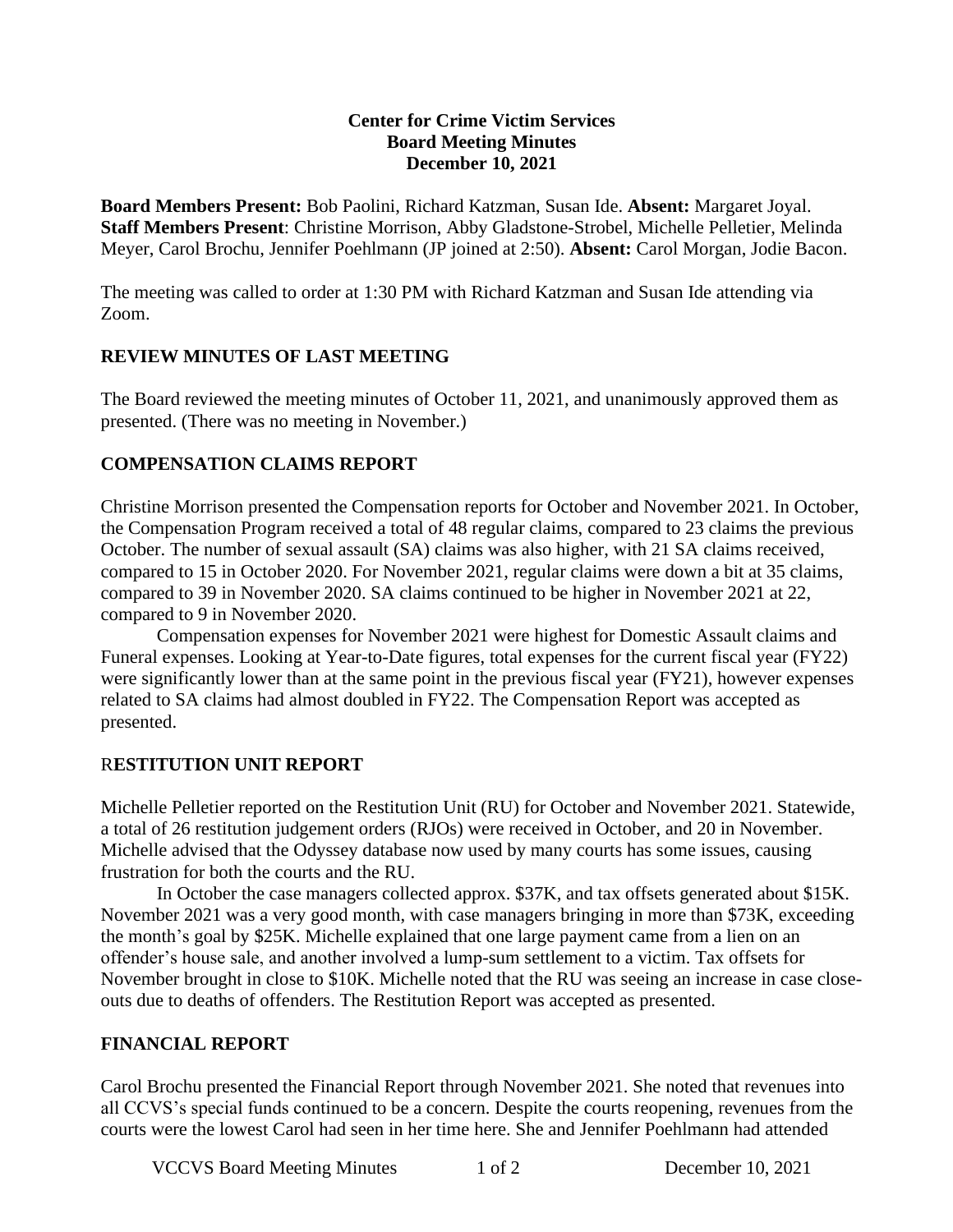**Center for Crime Victim Services**
**Board Meeting Minutes**
**December 10, 2021**

**Board Members Present:** Bob Paolini, Richard Katzman, Susan Ide. **Absent:** Margaret Joyal.
**Staff Members Present**: Christine Morrison, Abby Gladstone-Strobel, Michelle Pelletier, Melinda Meyer, Carol Brochu, Jennifer Poehlmann (JP joined at 2:50). **Absent:** Carol Morgan, Jodie Bacon.

The meeting was called to order at 1:30 PM with Richard Katzman and Susan Ide attending via Zoom.

## REVIEW MINUTES OF LAST MEETING

The Board reviewed the meeting minutes of October 11, 2021, and unanimously approved them as presented. (There was no meeting in November.)

## COMPENSATION CLAIMS REPORT

Christine Morrison presented the Compensation reports for October and November 2021. In October, the Compensation Program received a total of 48 regular claims, compared to 23 claims the previous October. The number of sexual assault (SA) claims was also higher, with 21 SA claims received, compared to 15 in October 2020. For November 2021, regular claims were down a bit at 35 claims, compared to 39 in November 2020. SA claims continued to be higher in November 2021 at 22, compared to 9 in November 2020.

Compensation expenses for November 2021 were highest for Domestic Assault claims and Funeral expenses. Looking at Year-to-Date figures, total expenses for the current fiscal year (FY22) were significantly lower than at the same point in the previous fiscal year (FY21), however expenses related to SA claims had almost doubled in FY22. The Compensation Report was accepted as presented.

## RESTITUTION UNIT REPORT

Michelle Pelletier reported on the Restitution Unit (RU) for October and November 2021. Statewide, a total of 26 restitution judgement orders (RJOs) were received in October, and 20 in November. Michelle advised that the Odyssey database now used by many courts has some issues, causing frustration for both the courts and the RU.

In October the case managers collected approx. $37K, and tax offsets generated about $15K. November 2021 was a very good month, with case managers bringing in more than $73K, exceeding the month's goal by $25K. Michelle explained that one large payment came from a lien on an offender's house sale, and another involved a lump-sum settlement to a victim. Tax offsets for November brought in close to $10K. Michelle noted that the RU was seeing an increase in case close-outs due to deaths of offenders. The Restitution Report was accepted as presented.

## FINANCIAL REPORT

Carol Brochu presented the Financial Report through November 2021. She noted that revenues into all CCVS's special funds continued to be a concern. Despite the courts reopening, revenues from the courts were the lowest Carol had seen in her time here. She and Jennifer Poehlmann had attended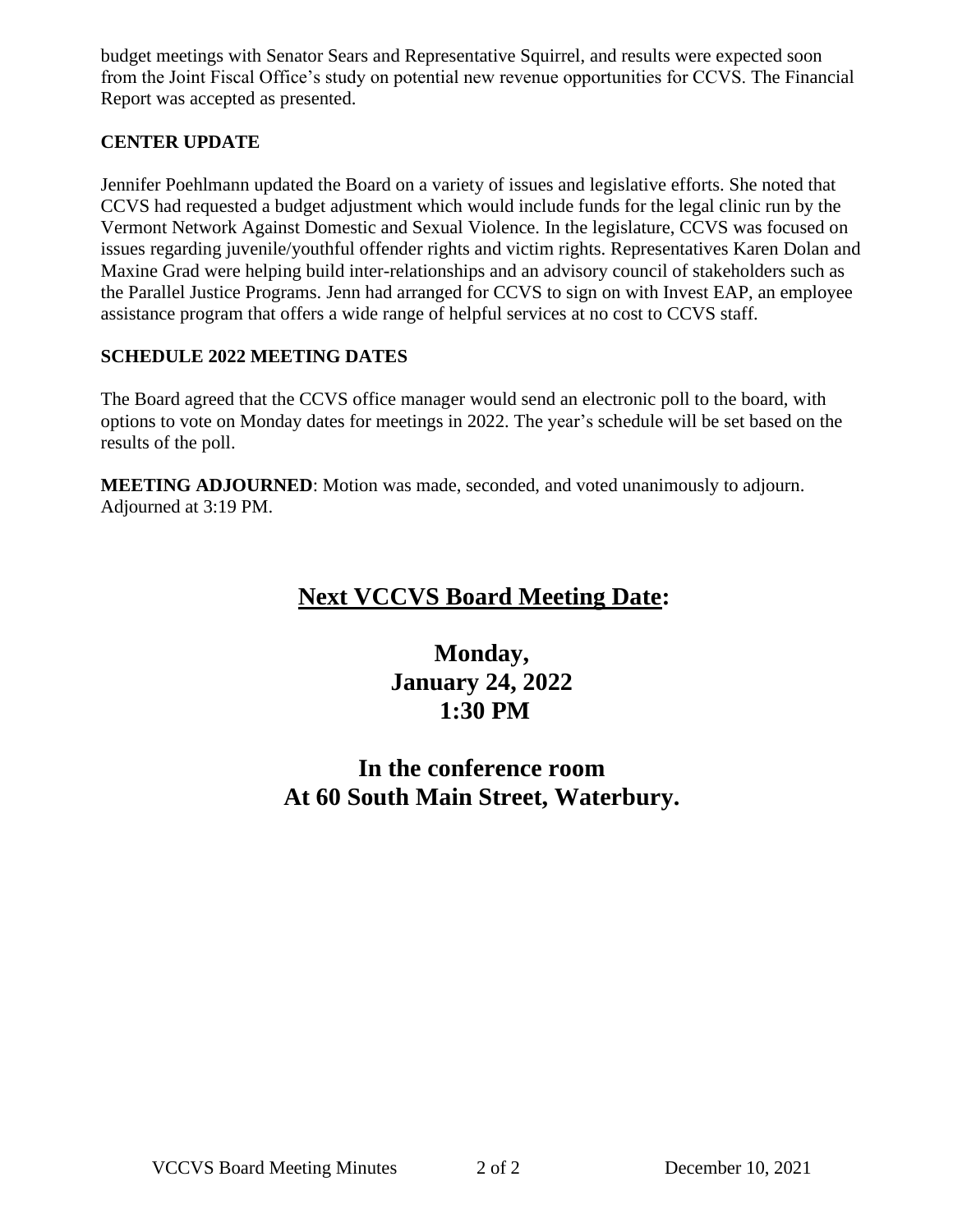budget meetings with Senator Sears and Representative Squirrel, and results were expected soon from the Joint Fiscal Office's study on potential new revenue opportunities for CCVS. The Financial Report was accepted as presented.

**CENTER UPDATE**

Jennifer Poehlmann updated the Board on a variety of issues and legislative efforts. She noted that CCVS had requested a budget adjustment which would include funds for the legal clinic run by the Vermont Network Against Domestic and Sexual Violence. In the legislature, CCVS was focused on issues regarding juvenile/youthful offender rights and victim rights. Representatives Karen Dolan and Maxine Grad were helping build inter-relationships and an advisory council of stakeholders such as the Parallel Justice Programs. Jenn had arranged for CCVS to sign on with Invest EAP, an employee assistance program that offers a wide range of helpful services at no cost to CCVS staff.

**SCHEDULE 2022 MEETING DATES**

The Board agreed that the CCVS office manager would send an electronic poll to the board, with options to vote on Monday dates for meetings in 2022. The year's schedule will be set based on the results of the poll.

**MEETING ADJOURNED**: Motion was made, seconded, and voted unanimously to adjourn. Adjourned at 3:19 PM.

## <u>Next VCCVS Board Meeting Date</u>:

**Monday,**
**January 24, 2022**
**1:30 PM**

**In the conference room**
**At 60 South Main Street, Waterbury.**